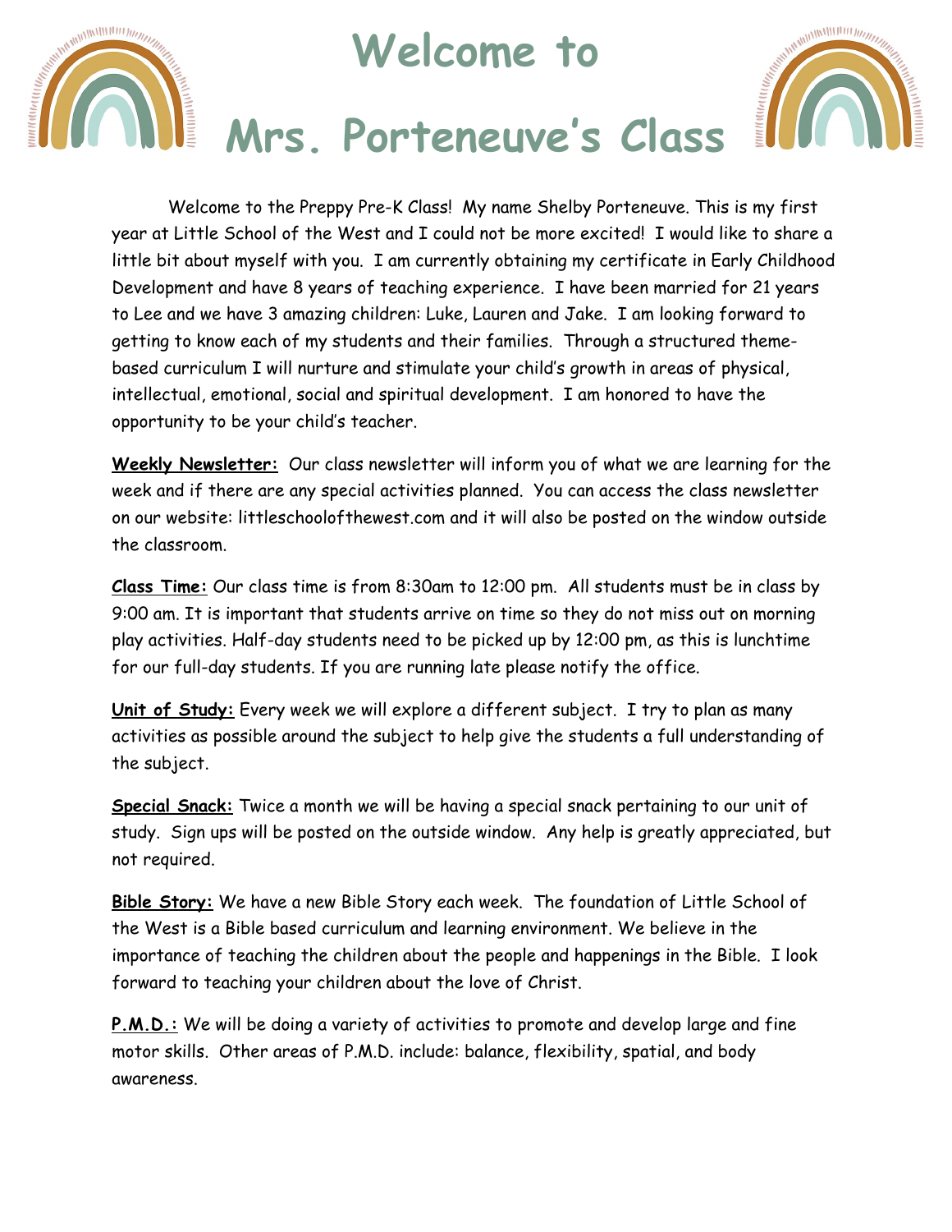# Welcome to Mrs. Porteneuve's Class

Welcome to the Preppy Pre-K Class! My name Shelby Porteneuve. This is my first year at Little School of the West and I could not be more excited! I would like to share a little bit about myself with you. I am currently obtaining my certificate in Early Childhood Development and have 8 years of teaching experience. I have been married for 21 years to Lee and we have 3 amazing children: Luke, Lauren and Jake. I am looking forward to getting to know each of my students and their families. Through a structured theme-based curriculum I will nurture and stimulate your child's growth in areas of physical, intellectual, emotional, social and spiritual development. I am honored to have the opportunity to be your child's teacher.

**Weekly Newsletter:** Our class newsletter will inform you of what we are learning for the week and if there are any special activities planned. You can access the class newsletter on our website: littleschoolofthewest.com and it will also be posted on the window outside the classroom.

**Class Time:** Our class time is from 8:30am to 12:00 pm. All students must be in class by 9:00 am. It is important that students arrive on time so they do not miss out on morning play activities. Half-day students need to be picked up by 12:00 pm, as this is lunchtime for our full-day students. If you are running late please notify the office.

**Unit of Study:** Every week we will explore a different subject. I try to plan as many activities as possible around the subject to help give the students a full understanding of the subject.

**Special Snack:** Twice a month we will be having a special snack pertaining to our unit of study. Sign ups will be posted on the outside window. Any help is greatly appreciated, but not required.

**Bible Story:** We have a new Bible Story each week. The foundation of Little School of the West is a Bible based curriculum and learning environment. We believe in the importance of teaching the children about the people and happenings in the Bible. I look forward to teaching your children about the love of Christ.

**P.M.D.:** We will be doing a variety of activities to promote and develop large and fine motor skills. Other areas of P.M.D. include: balance, flexibility, spatial, and body awareness.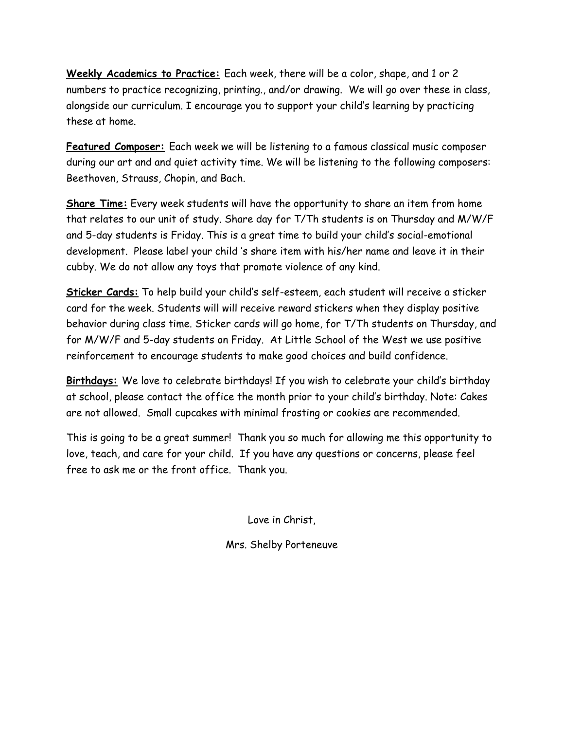**Weekly Academics to Practice:** Each week, there will be a color, shape, and 1 or 2 numbers to practice recognizing, printing., and/or drawing. We will go over these in class, alongside our curriculum. I encourage you to support your child's learning by practicing these at home.

**Featured Composer:** Each week we will be listening to a famous classical music composer during our art and and quiet activity time. We will be listening to the following composers: Beethoven, Strauss, Chopin, and Bach.

**Share Time:** Every week students will have the opportunity to share an item from home that relates to our unit of study. Share day for T/Th students is on Thursday and M/W/F and 5-day students is Friday. This is a great time to build your child's social-emotional development. Please label your child 's share item with his/her name and leave it in their cubby. We do not allow any toys that promote violence of any kind.

**Sticker Cards:** To help build your child's self-esteem, each student will receive a sticker card for the week. Students will will receive reward stickers when they display positive behavior during class time. Sticker cards will go home, for T/Th students on Thursday, and for M/W/F and 5-day students on Friday. At Little School of the West we use positive reinforcement to encourage students to make good choices and build confidence.

**Birthdays:** We love to celebrate birthdays! If you wish to celebrate your child's birthday at school, please contact the office the month prior to your child's birthday. Note: Cakes are not allowed. Small cupcakes with minimal frosting or cookies are recommended.

This is going to be a great summer! Thank you so much for allowing me this opportunity to love, teach, and care for your child. If you have any questions or concerns, please feel free to ask me or the front office. Thank you.

Love in Christ,

Mrs. Shelby Porteneuve